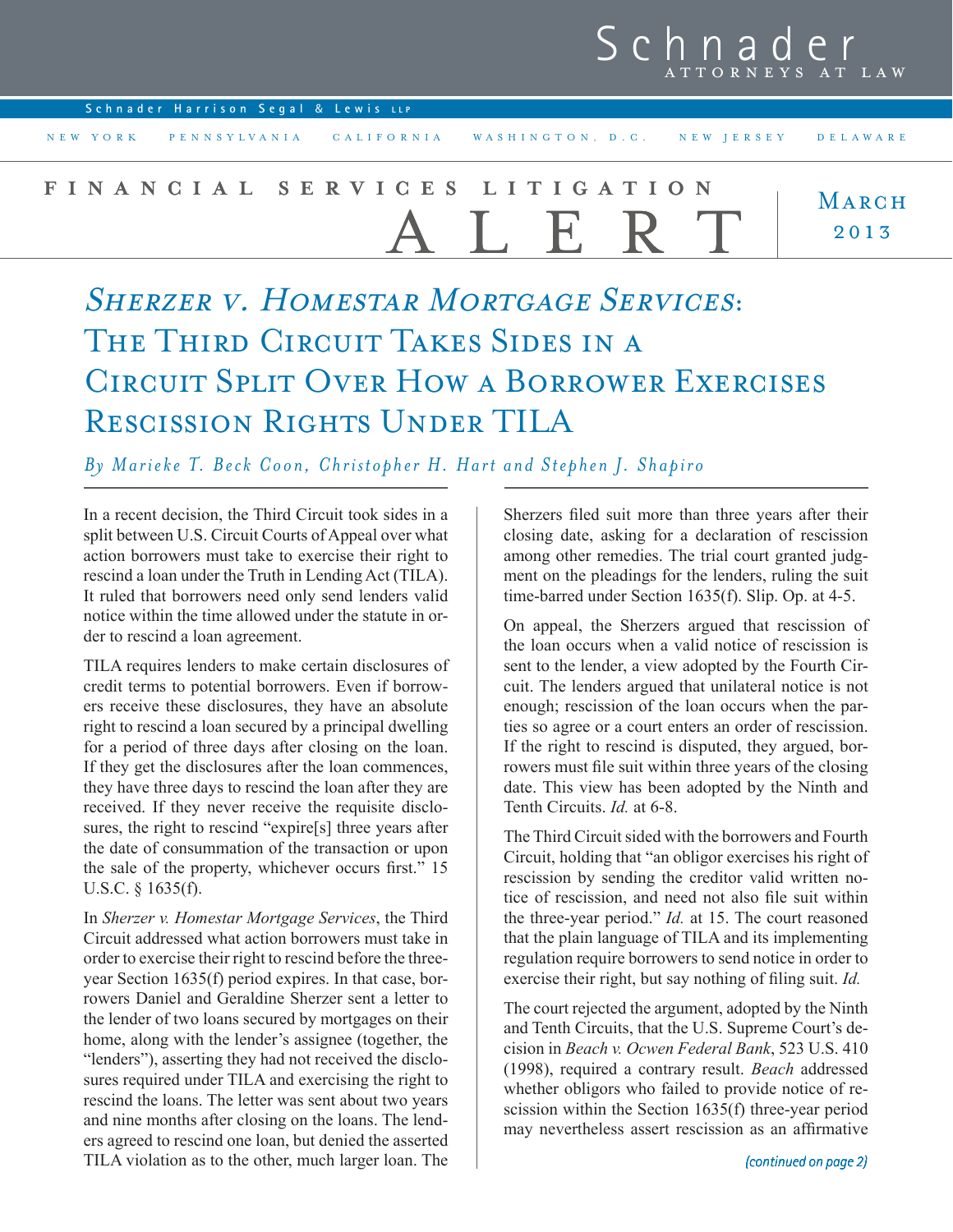# Sherzer v. Homestar Mortgage Services: The Third Circuit Takes Sides in a Circuit Split Over How a Borrower Exercises Rescission Rights Under TILA

*By Marieke T. Beck Coon, Christopher H. Hart and Stephen J. Shapiro*

In a recent decision, the Third Circuit took sides in a split between U.S. Circuit Courts of Appeal over what action borrowers must take to exercise their right to rescind a loan under the Truth in Lending Act (TILA). It ruled that borrowers need only send lenders valid notice within the time allowed under the statute in order to rescind a loan agreement.

TILA requires lenders to make certain disclosures of credit terms to potential borrowers. Even if borrowers receive these disclosures, they have an absolute right to rescind a loan secured by a principal dwelling for a period of three days after closing on the loan. If they get the disclosures after the loan commences, they have three days to rescind the loan after they are received. If they never receive the requisite disclosures, the right to rescind "expire[s] three years after the date of consummation of the transaction or upon the sale of the property, whichever occurs first." 15 U.S.C. § 1635(f).

In *Sherzer v. Homestar Mortgage Services*, the Third Circuit addressed what action borrowers must take in order to exercise their right to rescind before the three-year Section 1635(f) period expires. In that case, borrowers Daniel and Geraldine Sherzer sent a letter to the lender of two loans secured by mortgages on their home, along with the lender's assignee (together, the "lenders"), asserting they had not received the disclosures required under TILA and exercising the right to rescind the loans. The letter was sent about two years and nine months after closing on the loans. The lenders agreed to rescind one loan, but denied the asserted TILA violation as to the other, much larger loan. The Sherzers filed suit more than three years after their closing date, asking for a declaration of rescission among other remedies. The trial court granted judgment on the pleadings for the lenders, ruling the suit time-barred under Section 1635(f). Slip. Op. at 4-5.

On appeal, the Sherzers argued that rescission of the loan occurs when a valid notice of rescission is sent to the lender, a view adopted by the Fourth Circuit. The lenders argued that unilateral notice is not enough; rescission of the loan occurs when the parties so agree or a court enters an order of rescission. If the right to rescind is disputed, they argued, borrowers must file suit within three years of the closing date. This view has been adopted by the Ninth and Tenth Circuits. *Id.* at 6-8.

The Third Circuit sided with the borrowers and Fourth Circuit, holding that "an obligor exercises his right of rescission by sending the creditor valid written notice of rescission, and need not also file suit within the three-year period." *Id.* at 15. The court reasoned that the plain language of TILA and its implementing regulation require borrowers to send notice in order to exercise their right, but say nothing of filing suit. *Id.*

The court rejected the argument, adopted by the Ninth and Tenth Circuits, that the U.S. Supreme Court's decision in *Beach v. Ocwen Federal Bank*, 523 U.S. 410 (1998), required a contrary result. *Beach* addressed whether obligors who failed to provide notice of rescission within the Section 1635(f) three-year period may nevertheless assert rescission as an affirmative

*(continued on page 2)*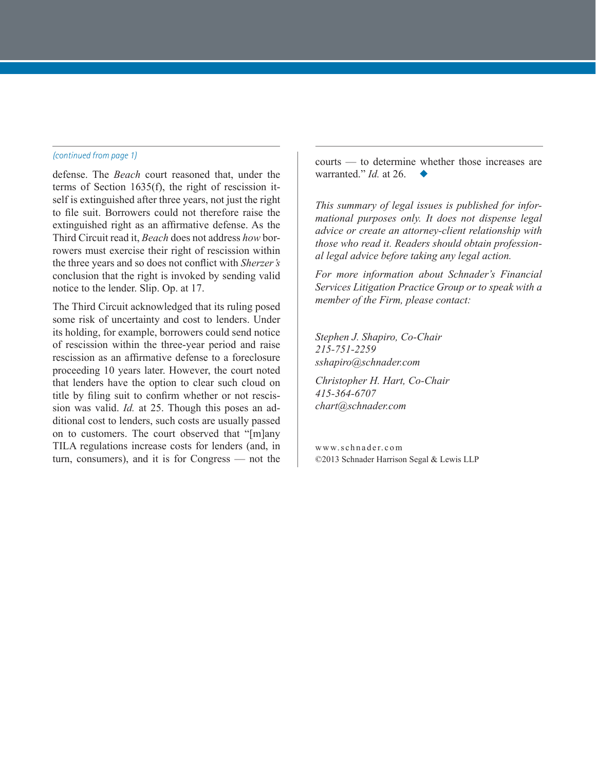*(continued from page 1)*

defense. The *Beach* court reasoned that, under the terms of Section 1635(f), the right of rescission itself is extinguished after three years, not just the right to file suit. Borrowers could not therefore raise the extinguished right as an affirmative defense. As the Third Circuit read it, *Beach* does not address *how* borrowers must exercise their right of rescission within the three years and so does not conflict with *Sherzer's* conclusion that the right is invoked by sending valid notice to the lender. Slip. Op. at 17.

The Third Circuit acknowledged that its ruling posed some risk of uncertainty and cost to lenders. Under its holding, for example, borrowers could send notice of rescission within the three-year period and raise rescission as an affirmative defense to a foreclosure proceeding 10 years later. However, the court noted that lenders have the option to clear such cloud on title by filing suit to confirm whether or not rescission was valid. *Id.* at 25. Though this poses an additional cost to lenders, such costs are usually passed on to customers. The court observed that "[m]any TILA regulations increase costs for lenders (and, in turn, consumers), and it is for Congress — not the courts — to determine whether those increases are warranted." *Id.* at 26. ◆

*This summary of legal issues is published for informational purposes only. It does not dispense legal advice or create an attorney-client relationship with those who read it. Readers should obtain professional legal advice before taking any legal action.*

*For more information about Schnader's Financial Services Litigation Practice Group or to speak with a member of the Firm, please contact:*

*Stephen J. Shapiro, Co-Chair*
*215-751-2259*
*sshapiro@schnader.com*

*Christopher H. Hart, Co-Chair*
*415-364-6707*
*chart@schnader.com*

www.schnader.com
©2013 Schnader Harrison Segal & Lewis LLP